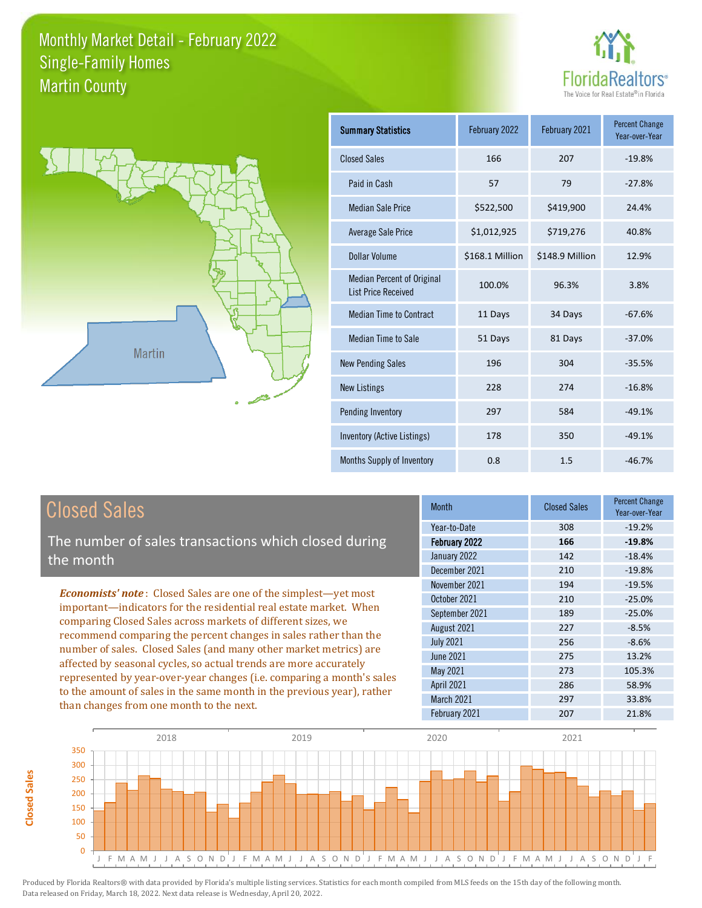# Monthly Market Detail - February 2022
## Single-Family Homes
## Martin County

FloridaRealtors®
The Voice for Real Estate® in Florida

Martin

| Summary Statistics | February 2022 | February 2021 | Percent Change Year-over-Year |
|---|---|---|---|
| Closed Sales | 166 | 207 | -19.8% |
| Paid in Cash | 57 | 79 | -27.8% |
| Median Sale Price | $522,500 | $419,900 | 24.4% |
| Average Sale Price | $1,012,925 | $719,276 | 40.8% |
| Dollar Volume | $168.1 Million | $148.9 Million | 12.9% |
| Median Percent of Original List Price Received | 100.0% | 96.3% | 3.8% |
| Median Time to Contract | 11 Days | 34 Days | -67.6% |
| Median Time to Sale | 51 Days | 81 Days | -37.0% |
| New Pending Sales | 196 | 304 | -35.5% |
| New Listings | 228 | 274 | -16.8% |
| Pending Inventory | 297 | 584 | -49.1% |
| Inventory (Active Listings) | 178 | 350 | -49.1% |
| Months Supply of Inventory | 0.8 | 1.5 | -46.7% |

## Closed Sales

The number of sales transactions which closed during the month

*Economists' note*: Closed Sales are one of the simplest—yet most important—indicators for the residential real estate market. When comparing Closed Sales across markets of different sizes, we recommend comparing the percent changes in sales rather than the number of sales. Closed Sales (and many other market metrics) are affected by seasonal cycles, so actual trends are more accurately represented by year-over-year changes (i.e. comparing a month's sales to the amount of sales in the same month in the previous year), rather than changes from one month to the next.

| Month | Closed Sales | Percent Change Year-over-Year |
|---|---|---|
| Year-to-Date | 308 | -19.2% |
| **February 2022** | **166** | **-19.8%** |
| January 2022 | 142 | -18.4% |
| December 2021 | 210 | -19.8% |
| November 2021 | 194 | -19.5% |
| October 2021 | 210 | -25.0% |
| September 2021 | 189 | -25.0% |
| August 2021 | 227 | -8.5% |
| July 2021 | 256 | -8.6% |
| June 2021 | 275 | 13.2% |
| May 2021 | 273 | 105.3% |
| April 2021 | 286 | 58.9% |
| March 2021 | 297 | 33.8% |
| February 2021 | 207 | 21.8% |

Produced by Florida Realtors® with data provided by Florida's multiple listing services. Statistics for each month compiled from MLS feeds on the 15th day of the following month. Data released on Friday, March 18, 2022. Next data release is Wednesday, April 20, 2022.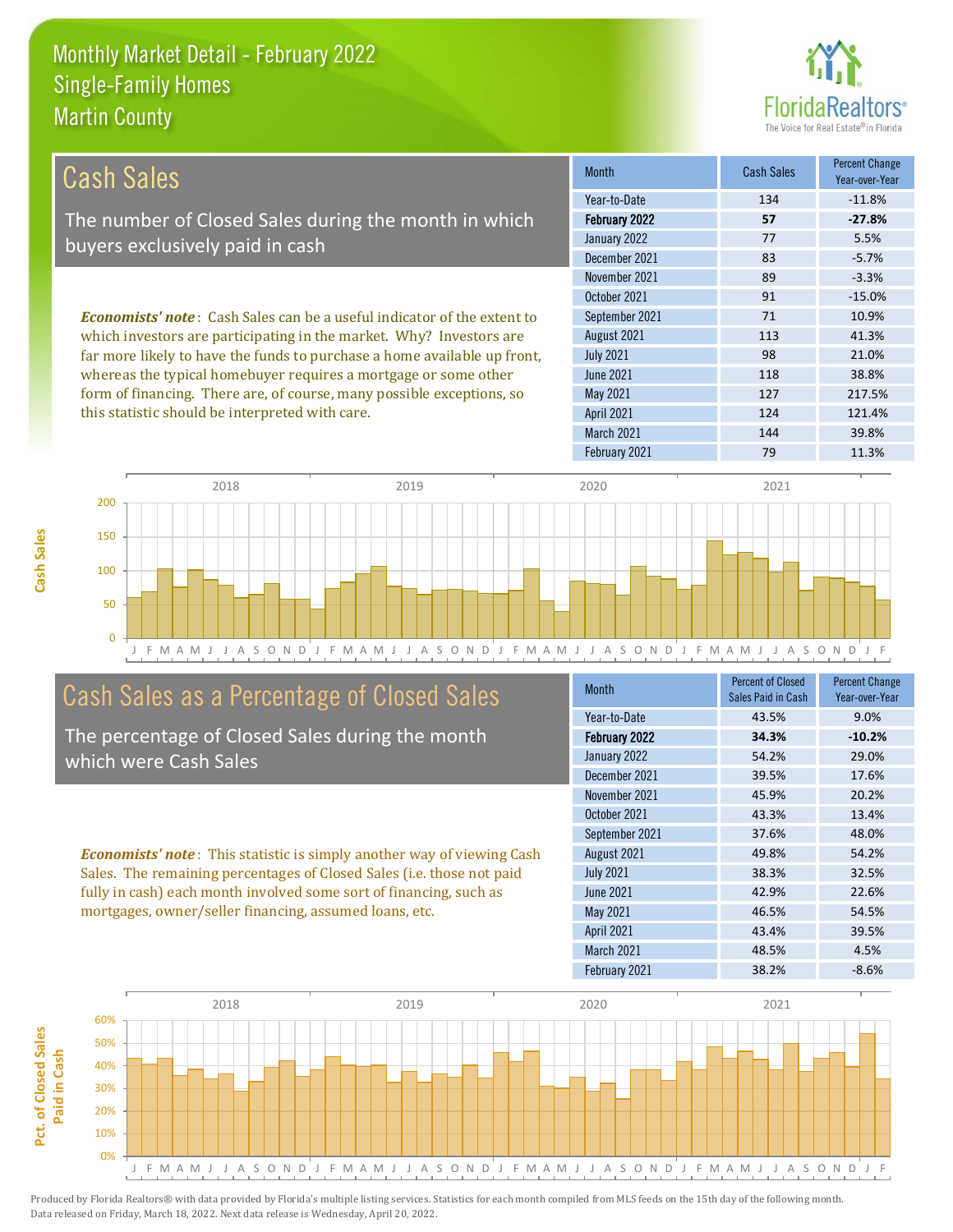# Monthly Market Detail - February 2022
## Single-Family Homes
## Martin County

## Cash Sales

The number of Closed Sales during the month in which buyers exclusively paid in cash

***Economists' note***: Cash Sales can be a useful indicator of the extent to which investors are participating in the market. Why? Investors are far more likely to have the funds to purchase a home available up front, whereas the typical homebuyer requires a mortgage or some other form of financing. There are, of course, many possible exceptions, so this statistic should be interpreted with care.

| Month | Cash Sales | Percent Change Year-over-Year |
|---|---|---|
| Year-to-Date | 134 | -11.8% |
| **February 2022** | **57** | **-27.8%** |
| January 2022 | 77 | 5.5% |
| December 2021 | 83 | -5.7% |
| November 2021 | 89 | -3.3% |
| October 2021 | 91 | -15.0% |
| September 2021 | 71 | 10.9% |
| August 2021 | 113 | 41.3% |
| July 2021 | 98 | 21.0% |
| June 2021 | 118 | 38.8% |
| May 2021 | 127 | 217.5% |
| April 2021 | 124 | 121.4% |
| March 2021 | 144 | 39.8% |
| February 2021 | 79 | 11.3% |

## Cash Sales as a Percentage of Closed Sales

The percentage of Closed Sales during the month which were Cash Sales

***Economists' note***: This statistic is simply another way of viewing Cash Sales. The remaining percentages of Closed Sales (i.e. those not paid fully in cash) each month involved some sort of financing, such as mortgages, owner/seller financing, assumed loans, etc.

| Month | Percent of Closed Sales Paid in Cash | Percent Change Year-over-Year |
|---|---|---|
| Year-to-Date | 43.5% | 9.0% |
| **February 2022** | **34.3%** | **-10.2%** |
| January 2022 | 54.2% | 29.0% |
| December 2021 | 39.5% | 17.6% |
| November 2021 | 45.9% | 20.2% |
| October 2021 | 43.3% | 13.4% |
| September 2021 | 37.6% | 48.0% |
| August 2021 | 49.8% | 54.2% |
| July 2021 | 38.3% | 32.5% |
| June 2021 | 42.9% | 22.6% |
| May 2021 | 46.5% | 54.5% |
| April 2021 | 43.4% | 39.5% |
| March 2021 | 48.5% | 4.5% |
| February 2021 | 38.2% | -8.6% |

Produced by Florida Realtors® with data provided by Florida's multiple listing services. Statistics for each month compiled from MLS feeds on the 15th day of the following month. Data released on Friday, March 18, 2022. Next data release is Wednesday, April 20, 2022.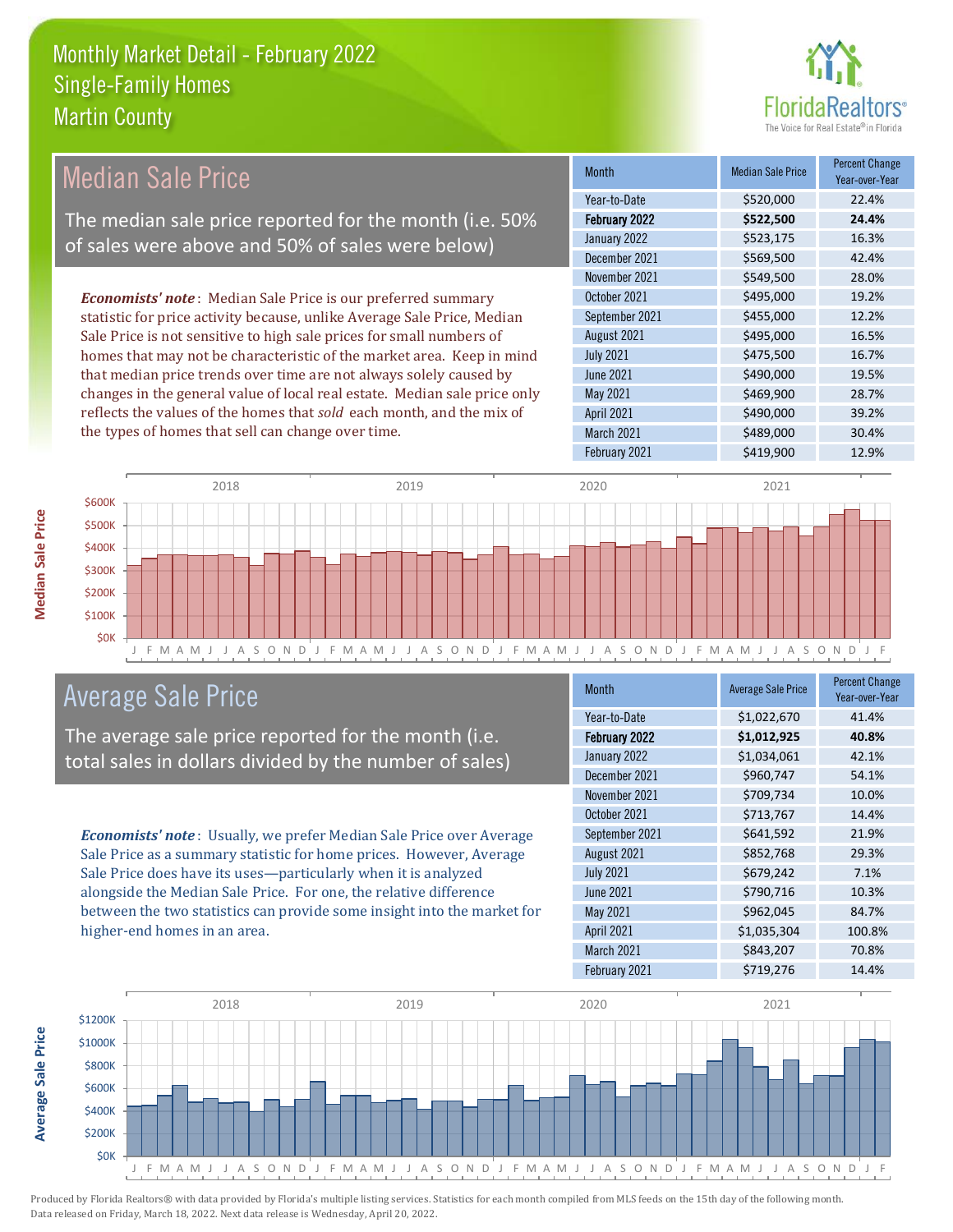# Monthly Market Detail - February 2022
## Single-Family Homes
## Martin County

## Median Sale Price

The median sale price reported for the month (i.e. 50% of sales were above and 50% of sales were below)

***Economists' note***: Median Sale Price is our preferred summary statistic for price activity because, unlike Average Sale Price, Median Sale Price is not sensitive to high sale prices for small numbers of homes that may not be characteristic of the market area. Keep in mind that median price trends over time are not always solely caused by changes in the general value of local real estate. Median sale price only reflects the values of the homes that *sold* each month, and the mix of the types of homes that sell can change over time.

| Month | Median Sale Price | Percent Change Year-over-Year |
|---|---|---|
| Year-to-Date | $520,000 | 22.4% |
| **February 2022** | **$522,500** | **24.4%** |
| January 2022 | $523,175 | 16.3% |
| December 2021 | $569,500 | 42.4% |
| November 2021 | $549,500 | 28.0% |
| October 2021 | $495,000 | 19.2% |
| September 2021 | $455,000 | 12.2% |
| August 2021 | $495,000 | 16.5% |
| July 2021 | $475,500 | 16.7% |
| June 2021 | $490,000 | 19.5% |
| May 2021 | $469,900 | 28.7% |
| April 2021 | $490,000 | 39.2% |
| March 2021 | $489,000 | 30.4% |
| February 2021 | $419,900 | 12.9% |

## Average Sale Price

The average sale price reported for the month (i.e. total sales in dollars divided by the number of sales)

***Economists' note***: Usually, we prefer Median Sale Price over Average Sale Price as a summary statistic for home prices. However, Average Sale Price does have its uses—particularly when it is analyzed alongside the Median Sale Price. For one, the relative difference between the two statistics can provide some insight into the market for higher-end homes in an area.

| Month | Average Sale Price | Percent Change Year-over-Year |
|---|---|---|
| Year-to-Date | $1,022,670 | 41.4% |
| **February 2022** | **$1,012,925** | **40.8%** |
| January 2022 | $1,034,061 | 42.1% |
| December 2021 | $960,747 | 54.1% |
| November 2021 | $709,734 | 10.0% |
| October 2021 | $713,767 | 14.4% |
| September 2021 | $641,592 | 21.9% |
| August 2021 | $852,768 | 29.3% |
| July 2021 | $679,242 | 7.1% |
| June 2021 | $790,716 | 10.3% |
| May 2021 | $962,045 | 84.7% |
| April 2021 | $1,035,304 | 100.8% |
| March 2021 | $843,207 | 70.8% |
| February 2021 | $719,276 | 14.4% |

Produced by Florida Realtors® with data provided by Florida's multiple listing services. Statistics for each month compiled from MLS feeds on the 15th day of the following month. Data released on Friday, March 18, 2022. Next data release is Wednesday, April 20, 2022.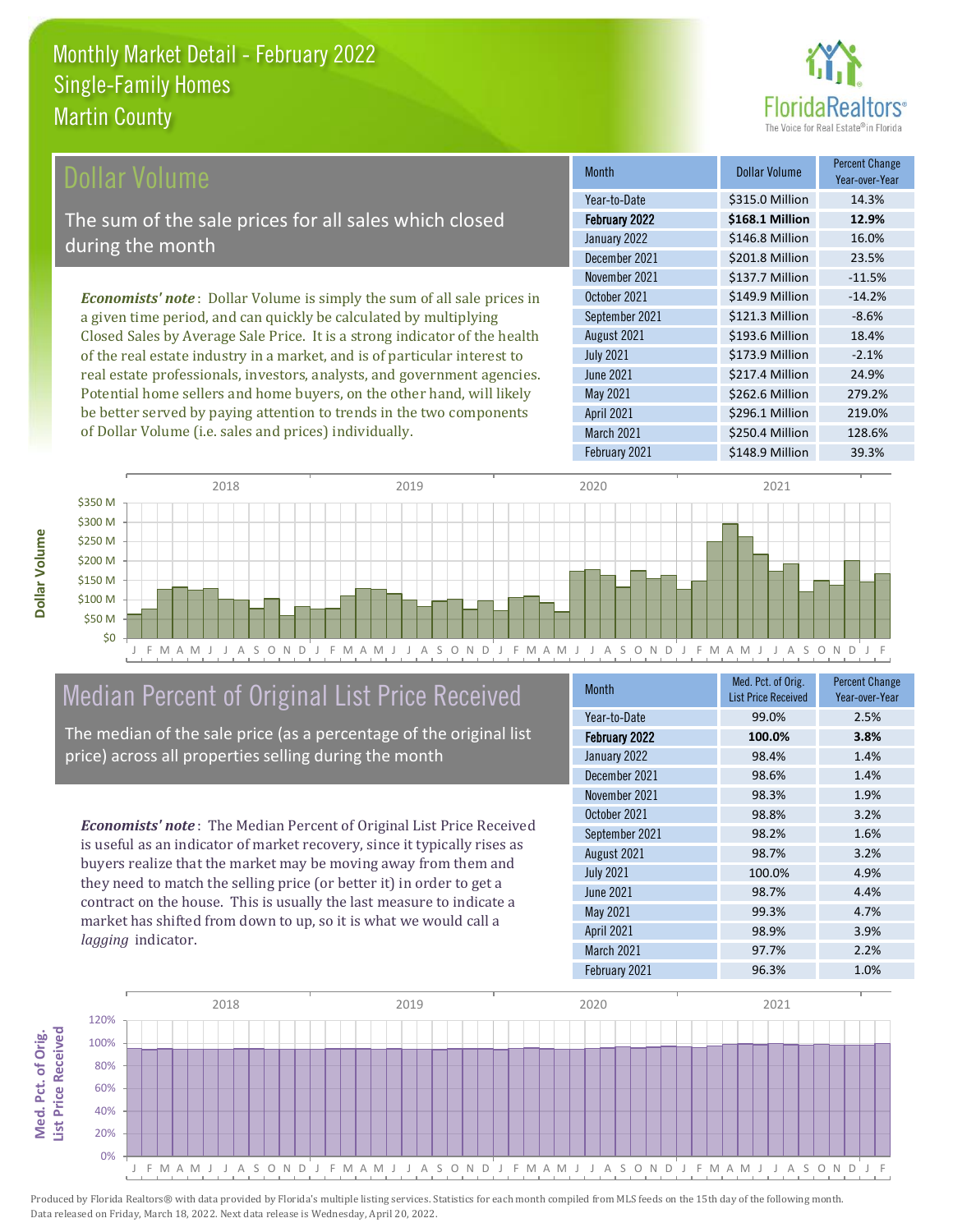# Monthly Market Detail - February 2022
## Single-Family Homes
## Martin County

## Dollar Volume

The sum of the sale prices for all sales which closed during the month

*Economists' note*: Dollar Volume is simply the sum of all sale prices in a given time period, and can quickly be calculated by multiplying Closed Sales by Average Sale Price. It is a strong indicator of the health of the real estate industry in a market, and is of particular interest to real estate professionals, investors, analysts, and government agencies. Potential home sellers and home buyers, on the other hand, will likely be better served by paying attention to trends in the two components of Dollar Volume (i.e. sales and prices) individually.

| Month | Dollar Volume | Percent Change Year-over-Year |
|---|---|---|
| Year-to-Date | $315.0 Million | 14.3% |
| **February 2022** | **$168.1 Million** | **12.9%** |
| January 2022 | $146.8 Million | 16.0% |
| December 2021 | $201.8 Million | 23.5% |
| November 2021 | $137.7 Million | -11.5% |
| October 2021 | $149.9 Million | -14.2% |
| September 2021 | $121.3 Million | -8.6% |
| August 2021 | $193.6 Million | 18.4% |
| July 2021 | $173.9 Million | -2.1% |
| June 2021 | $217.4 Million | 24.9% |
| May 2021 | $262.6 Million | 279.2% |
| April 2021 | $296.1 Million | 219.0% |
| March 2021 | $250.4 Million | 128.6% |
| February 2021 | $148.9 Million | 39.3% |

## Median Percent of Original List Price Received

The median of the sale price (as a percentage of the original list price) across all properties selling during the month

*Economists' note*: The Median Percent of Original List Price Received is useful as an indicator of market recovery, since it typically rises as buyers realize that the market may be moving away from them and they need to match the selling price (or better it) in order to get a contract on the house. This is usually the last measure to indicate a market has shifted from down to up, so it is what we would call a *lagging* indicator.

| Month | Med. Pct. of Orig. List Price Received | Percent Change Year-over-Year |
|---|---|---|
| Year-to-Date | 99.0% | 2.5% |
| **February 2022** | **100.0%** | **3.8%** |
| January 2022 | 98.4% | 1.4% |
| December 2021 | 98.6% | 1.4% |
| November 2021 | 98.3% | 1.9% |
| October 2021 | 98.8% | 3.2% |
| September 2021 | 98.2% | 1.6% |
| August 2021 | 98.7% | 3.2% |
| July 2021 | 100.0% | 4.9% |
| June 2021 | 98.7% | 4.4% |
| May 2021 | 99.3% | 4.7% |
| April 2021 | 98.9% | 3.9% |
| March 2021 | 97.7% | 2.2% |
| February 2021 | 96.3% | 1.0% |

Produced by Florida Realtors® with data provided by Florida's multiple listing services. Statistics for each month compiled from MLS feeds on the 15th day of the following month. Data released on Friday, March 18, 2022. Next data release is Wednesday, April 20, 2022.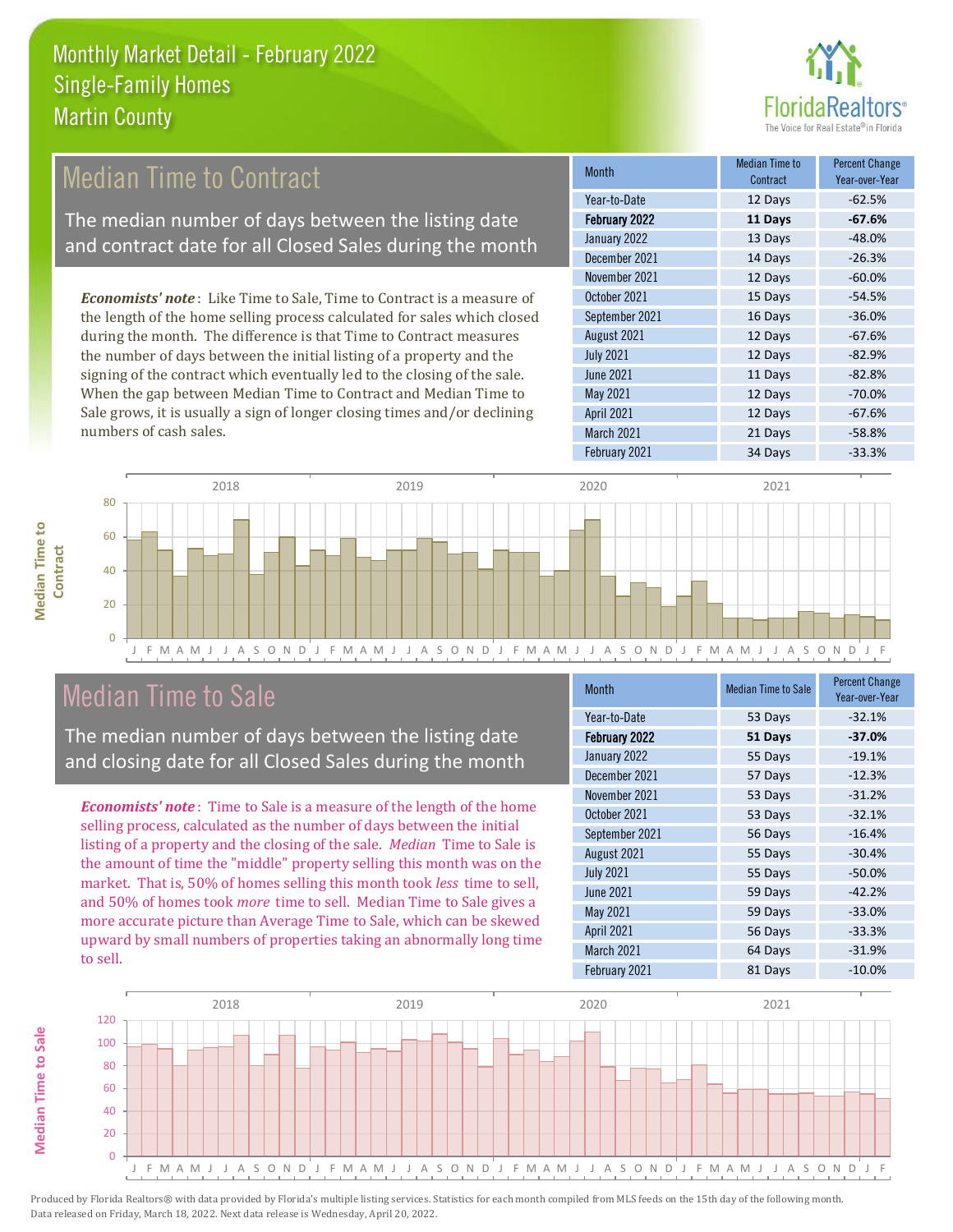# Monthly Market Detail - February 2022
## Single-Family Homes
## Martin County

## Median Time to Contract

The median number of days between the listing date and contract date for all Closed Sales during the month

***Economists' note***: Like Time to Sale, Time to Contract is a measure of the length of the home selling process calculated for sales which closed during the month. The difference is that Time to Contract measures the number of days between the initial listing of a property and the signing of the contract which eventually led to the closing of the sale. When the gap between Median Time to Contract and Median Time to Sale grows, it is usually a sign of longer closing times and/or declining numbers of cash sales.

| Month | Median Time to Contract | Percent Change Year-over-Year |
|---|---|---|
| Year-to-Date | 12 Days | -62.5% |
| **February 2022** | **11 Days** | **-67.6%** |
| January 2022 | 13 Days | -48.0% |
| December 2021 | 14 Days | -26.3% |
| November 2021 | 12 Days | -60.0% |
| October 2021 | 15 Days | -54.5% |
| September 2021 | 16 Days | -36.0% |
| August 2021 | 12 Days | -67.6% |
| July 2021 | 12 Days | -82.9% |
| June 2021 | 11 Days | -82.8% |
| May 2021 | 12 Days | -70.0% |
| April 2021 | 12 Days | -67.6% |
| March 2021 | 21 Days | -58.8% |
| February 2021 | 34 Days | -33.3% |

## Median Time to Sale

The median number of days between the listing date and closing date for all Closed Sales during the month

***Economists' note***: Time to Sale is a measure of the length of the home selling process, calculated as the number of days between the initial listing of a property and the closing of the sale. *Median* Time to Sale is the amount of time the "middle" property selling this month was on the market. That is, 50% of homes selling this month took *less* time to sell, and 50% of homes took *more* time to sell. Median Time to Sale gives a more accurate picture than Average Time to Sale, which can be skewed upward by small numbers of properties taking an abnormally long time to sell.

| Month | Median Time to Sale | Percent Change Year-over-Year |
|---|---|---|
| Year-to-Date | 53 Days | -32.1% |
| **February 2022** | **51 Days** | **-37.0%** |
| January 2022 | 55 Days | -19.1% |
| December 2021 | 57 Days | -12.3% |
| November 2021 | 53 Days | -31.2% |
| October 2021 | 53 Days | -32.1% |
| September 2021 | 56 Days | -16.4% |
| August 2021 | 55 Days | -30.4% |
| July 2021 | 55 Days | -50.0% |
| June 2021 | 59 Days | -42.2% |
| May 2021 | 59 Days | -33.0% |
| April 2021 | 56 Days | -33.3% |
| March 2021 | 64 Days | -31.9% |
| February 2021 | 81 Days | -10.0% |

Produced by Florida Realtors® with data provided by Florida's multiple listing services. Statistics for each month compiled from MLS feeds on the 15th day of the following month. Data released on Friday, March 18, 2022. Next data release is Wednesday, April 20, 2022.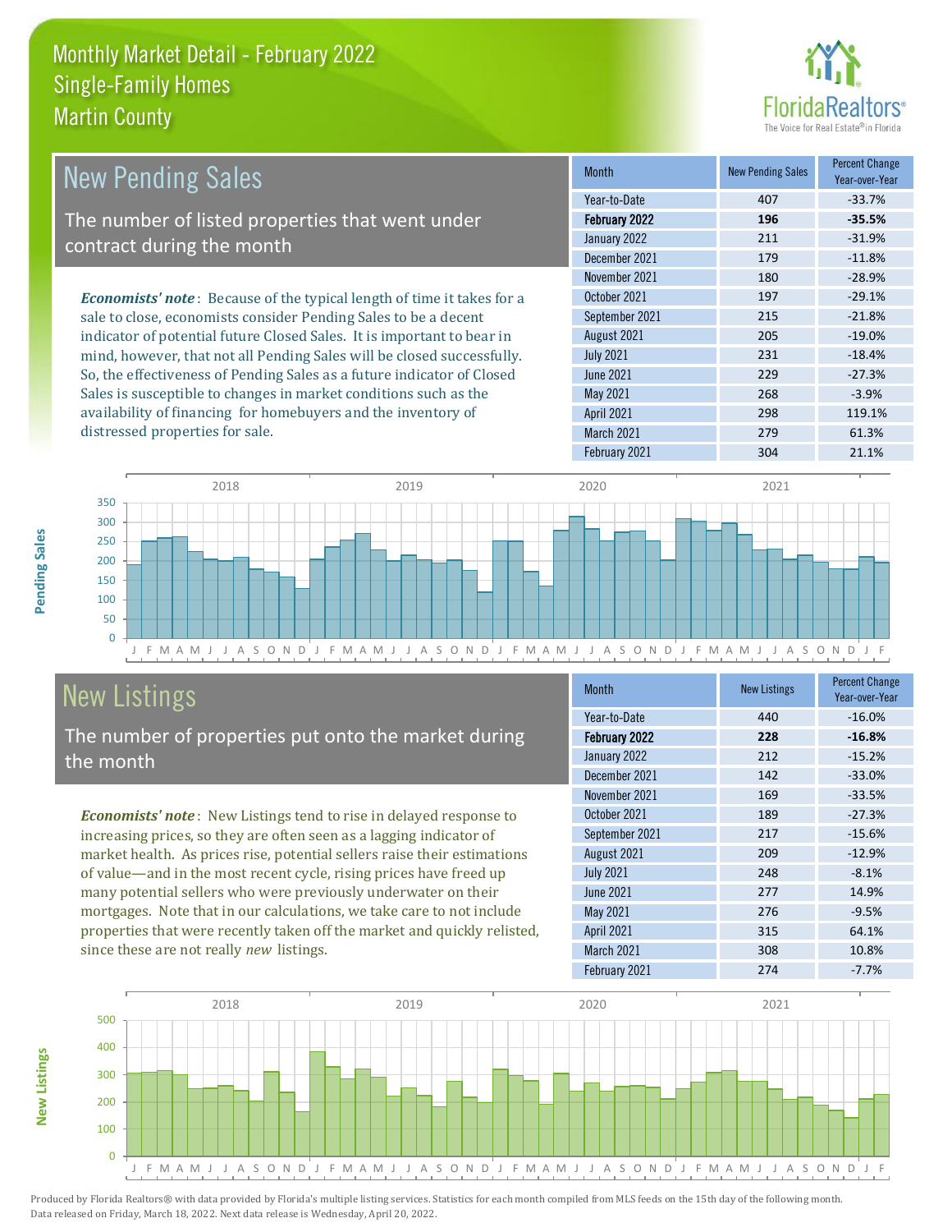# Monthly Market Detail - February 2022
## Single-Family Homes
## Martin County

## New Pending Sales

The number of listed properties that went under contract during the month

***Economists' note***: Because of the typical length of time it takes for a sale to close, economists consider Pending Sales to be a decent indicator of potential future Closed Sales. It is important to bear in mind, however, that not all Pending Sales will be closed successfully. So, the effectiveness of Pending Sales as a future indicator of Closed Sales is susceptible to changes in market conditions such as the availability of financing for homebuyers and the inventory of distressed properties for sale.

| Month | New Pending Sales | Percent Change Year-over-Year |
|---|---|---|
| Year-to-Date | 407 | -33.7% |
| **February 2022** | **196** | **-35.5%** |
| January 2022 | 211 | -31.9% |
| December 2021 | 179 | -11.8% |
| November 2021 | 180 | -28.9% |
| October 2021 | 197 | -29.1% |
| September 2021 | 215 | -21.8% |
| August 2021 | 205 | -19.0% |
| July 2021 | 231 | -18.4% |
| June 2021 | 229 | -27.3% |
| May 2021 | 268 | -3.9% |
| April 2021 | 298 | 119.1% |
| March 2021 | 279 | 61.3% |
| February 2021 | 304 | 21.1% |

## New Listings

The number of properties put onto the market during the month

***Economists' note***: New Listings tend to rise in delayed response to increasing prices, so they are often seen as a lagging indicator of market health. As prices rise, potential sellers raise their estimations of value—and in the most recent cycle, rising prices have freed up many potential sellers who were previously underwater on their mortgages. Note that in our calculations, we take care to not include properties that were recently taken off the market and quickly relisted, since these are not really *new* listings.

| Month | New Listings | Percent Change Year-over-Year |
|---|---|---|
| Year-to-Date | 440 | -16.0% |
| **February 2022** | **228** | **-16.8%** |
| January 2022 | 212 | -15.2% |
| December 2021 | 142 | -33.0% |
| November 2021 | 169 | -33.5% |
| October 2021 | 189 | -27.3% |
| September 2021 | 217 | -15.6% |
| August 2021 | 209 | -12.9% |
| July 2021 | 248 | -8.1% |
| June 2021 | 277 | 14.9% |
| May 2021 | 276 | -9.5% |
| April 2021 | 315 | 64.1% |
| March 2021 | 308 | 10.8% |
| February 2021 | 274 | -7.7% |

Produced by Florida Realtors® with data provided by Florida's multiple listing services. Statistics for each month compiled from MLS feeds on the 15th day of the following month. Data released on Friday, March 18, 2022. Next data release is Wednesday, April 20, 2022.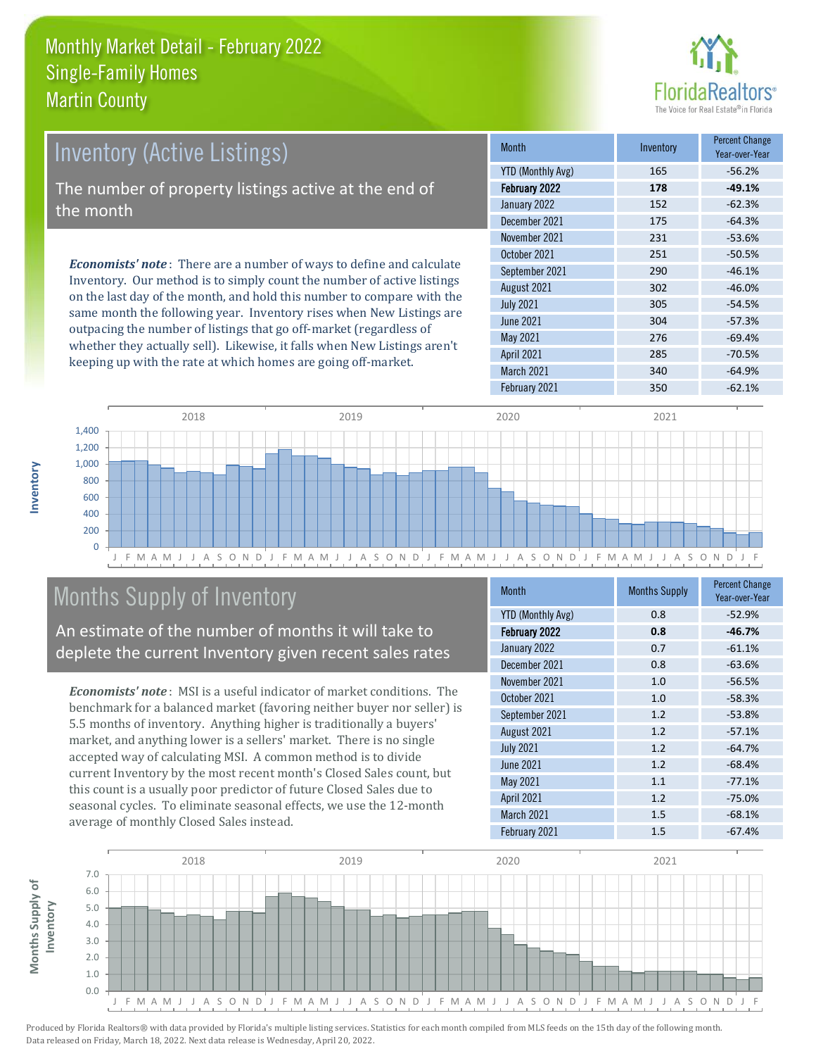# Monthly Market Detail - February 2022
## Single-Family Homes
## Martin County

## Inventory (Active Listings)

The number of property listings active at the end of the month

***Economists' note***: There are a number of ways to define and calculate Inventory. Our method is to simply count the number of active listings on the last day of the month, and hold this number to compare with the same month the following year. Inventory rises when New Listings are outpacing the number of listings that go off-market (regardless of whether they actually sell). Likewise, it falls when New Listings aren't keeping up with the rate at which homes are going off-market.

| Month | Inventory | Percent Change Year-over-Year |
|---|---|---|
| YTD (Monthly Avg) | 165 | -56.2% |
| **February 2022** | **178** | **-49.1%** |
| January 2022 | 152 | -62.3% |
| December 2021 | 175 | -64.3% |
| November 2021 | 231 | -53.6% |
| October 2021 | 251 | -50.5% |
| September 2021 | 290 | -46.1% |
| August 2021 | 302 | -46.0% |
| July 2021 | 305 | -54.5% |
| June 2021 | 304 | -57.3% |
| May 2021 | 276 | -69.4% |
| April 2021 | 285 | -70.5% |
| March 2021 | 340 | -64.9% |
| February 2021 | 350 | -62.1% |

## Months Supply of Inventory

An estimate of the number of months it will take to deplete the current Inventory given recent sales rates

***Economists' note***: MSI is a useful indicator of market conditions. The benchmark for a balanced market (favoring neither buyer nor seller) is 5.5 months of inventory. Anything higher is traditionally a buyers' market, and anything lower is a sellers' market. There is no single accepted way of calculating MSI. A common method is to divide current Inventory by the most recent month's Closed Sales count, but this count is a usually poor predictor of future Closed Sales due to seasonal cycles. To eliminate seasonal effects, we use the 12-month average of monthly Closed Sales instead.

| Month | Months Supply | Percent Change Year-over-Year |
|---|---|---|
| YTD (Monthly Avg) | 0.8 | -52.9% |
| **February 2022** | **0.8** | **-46.7%** |
| January 2022 | 0.7 | -61.1% |
| December 2021 | 0.8 | -63.6% |
| November 2021 | 1.0 | -56.5% |
| October 2021 | 1.0 | -58.3% |
| September 2021 | 1.2 | -53.8% |
| August 2021 | 1.2 | -57.1% |
| July 2021 | 1.2 | -64.7% |
| June 2021 | 1.2 | -68.4% |
| May 2021 | 1.1 | -77.1% |
| April 2021 | 1.2 | -75.0% |
| March 2021 | 1.5 | -68.1% |
| February 2021 | 1.5 | -67.4% |

Produced by Florida Realtors® with data provided by Florida's multiple listing services. Statistics for each month compiled from MLS feeds on the 15th day of the following month. Data released on Friday, March 18, 2022. Next data release is Wednesday, April 20, 2022.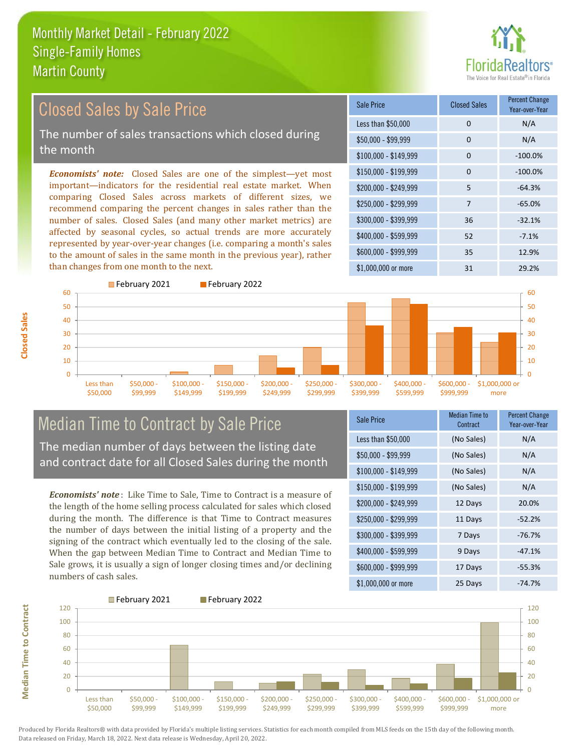# Monthly Market Detail - February 2022
## Single-Family Homes
## Martin County

## Closed Sales by Sale Price

The number of sales transactions which closed during the month

***Economists' note:*** Closed Sales are one of the simplest—yet most important—indicators for the residential real estate market. When comparing Closed Sales across markets of different sizes, we recommend comparing the percent changes in sales rather than the number of sales. Closed Sales (and many other market metrics) are affected by seasonal cycles, so actual trends are more accurately represented by year-over-year changes (i.e. comparing a month's sales to the amount of sales in the same month in the previous year), rather than changes from one month to the next.

| Sale Price | Closed Sales | Percent Change Year-over-Year |
|---|---|---|
| Less than $50,000 | 0 | N/A |
| $50,000 - $99,999 | 0 | N/A |
| $100,000 - $149,999 | 0 | -100.0% |
| $150,000 - $199,999 | 0 | -100.0% |
| $200,000 - $249,999 | 5 | -64.3% |
| $250,000 - $299,999 | 7 | -65.0% |
| $300,000 - $399,999 | 36 | -32.1% |
| $400,000 - $599,999 | 52 | -7.1% |
| $600,000 - $999,999 | 35 | 12.9% |
| $1,000,000 or more | 31 | 29.2% |

## Median Time to Contract by Sale Price

The median number of days between the listing date and contract date for all Closed Sales during the month

***Economists' note***: Like Time to Sale, Time to Contract is a measure of the length of the home selling process calculated for sales which closed during the month. The difference is that Time to Contract measures the number of days between the initial listing of a property and the signing of the contract which eventually led to the closing of the sale. When the gap between Median Time to Contract and Median Time to Sale grows, it is usually a sign of longer closing times and/or declining numbers of cash sales.

| Sale Price | Median Time to Contract | Percent Change Year-over-Year |
|---|---|---|
| Less than $50,000 | (No Sales) | N/A |
| $50,000 - $99,999 | (No Sales) | N/A |
| $100,000 - $149,999 | (No Sales) | N/A |
| $150,000 - $199,999 | (No Sales) | N/A |
| $200,000 - $249,999 | 12 Days | 20.0% |
| $250,000 - $299,999 | 11 Days | -52.2% |
| $300,000 - $399,999 | 7 Days | -76.7% |
| $400,000 - $599,999 | 9 Days | -47.1% |
| $600,000 - $999,999 | 17 Days | -55.3% |
| $1,000,000 or more | 25 Days | -74.7% |

Produced by Florida Realtors® with data provided by Florida's multiple listing services. Statistics for each month compiled from MLS feeds on the 15th day of the following month. Data released on Friday, March 18, 2022. Next data release is Wednesday, April 20, 2022.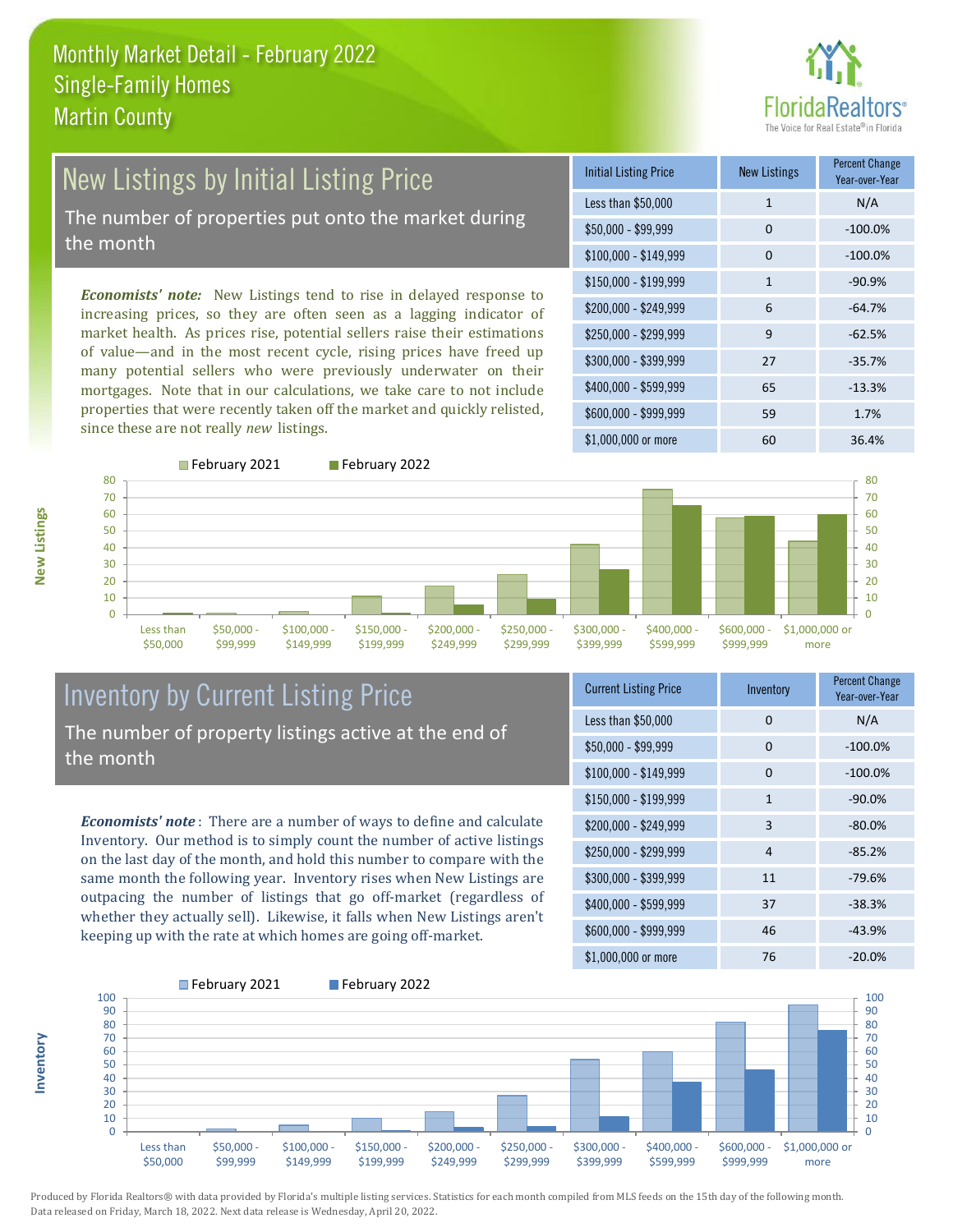# Monthly Market Detail - February 2022
## Single-Family Homes
## Martin County

## New Listings by Initial Listing Price

The number of properties put onto the market during the month

*Economists' note:* New Listings tend to rise in delayed response to increasing prices, so they are often seen as a lagging indicator of market health. As prices rise, potential sellers raise their estimations of value—and in the most recent cycle, rising prices have freed up many potential sellers who were previously underwater on their mortgages. Note that in our calculations, we take care to not include properties that were recently taken off the market and quickly relisted, since these are not really *new* listings.

| Initial Listing Price | New Listings | Percent Change Year-over-Year |
|---|---|---|
| Less than $50,000 | 1 | N/A |
| $50,000 - $99,999 | 0 | -100.0% |
| $100,000 - $149,999 | 0 | -100.0% |
| $150,000 - $199,999 | 1 | -90.9% |
| $200,000 - $249,999 | 6 | -64.7% |
| $250,000 - $299,999 | 9 | -62.5% |
| $300,000 - $399,999 | 27 | -35.7% |
| $400,000 - $599,999 | 65 | -13.3% |
| $600,000 - $999,999 | 59 | 1.7% |
| $1,000,000 or more | 60 | 36.4% |

## Inventory by Current Listing Price

The number of property listings active at the end of the month

*Economists' note*: There are a number of ways to define and calculate Inventory. Our method is to simply count the number of active listings on the last day of the month, and hold this number to compare with the same month the following year. Inventory rises when New Listings are outpacing the number of listings that go off-market (regardless of whether they actually sell). Likewise, it falls when New Listings aren't keeping up with the rate at which homes are going off-market.

| Current Listing Price | Inventory | Percent Change Year-over-Year |
|---|---|---|
| Less than $50,000 | 0 | N/A |
| $50,000 - $99,999 | 0 | -100.0% |
| $100,000 - $149,999 | 0 | -100.0% |
| $150,000 - $199,999 | 1 | -90.0% |
| $200,000 - $249,999 | 3 | -80.0% |
| $250,000 - $299,999 | 4 | -85.2% |
| $300,000 - $399,999 | 11 | -79.6% |
| $400,000 - $599,999 | 37 | -38.3% |
| $600,000 - $999,999 | 46 | -43.9% |
| $1,000,000 or more | 76 | -20.0% |

Produced by Florida Realtors® with data provided by Florida's multiple listing services. Statistics for each month compiled from MLS feeds on the 15th day of the following month. Data released on Friday, March 18, 2022. Next data release is Wednesday, April 20, 2022.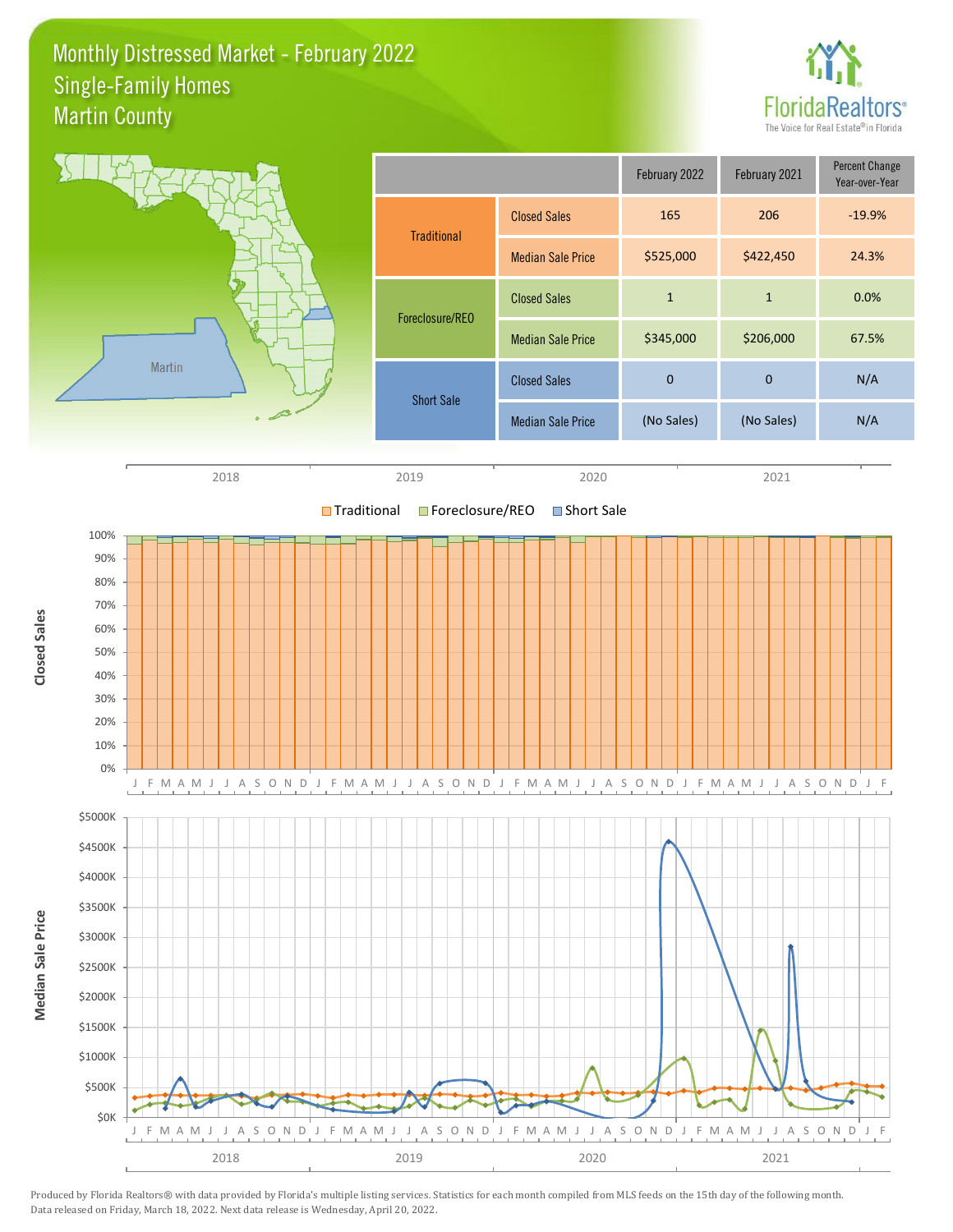# Monthly Distressed Market - February 2022
## Single-Family Homes
## Martin County

FloridaRealtors®
The Voice for Real Estate® in Florida

Martin

| | | February 2022 | February 2021 | Percent Change Year-over-Year |
|---|---|---|---|---|
| Traditional | Closed Sales | 165 | 206 | -19.9% |
| | Median Sale Price | $525,000 | $422,450 | 24.3% |
| Foreclosure/REO | Closed Sales | 1 | 1 | 0.0% |
| | Median Sale Price | $345,000 | $206,000 | 67.5% |
| Short Sale | Closed Sales | 0 | 0 | N/A |
| | Median Sale Price | (No Sales) | (No Sales) | N/A |

2018 2019 2020 2021

Traditional Foreclosure/REO Short Sale

Closed Sales

100% 90% 80% 70% 60% 50% 40% 30% 20% 10% 0%

J F M A M J J A S O N D J F M A M J J A S O N D J F M A M J J A S O N D J F M A M J J A S O N D J F

Median Sale Price

$5000K $4500K $4000K $3500K $3000K $2500K $2000K $1500K $1000K $500K $0K

J F M A M J J A S O N D J F M A M J J A S O N D J F M A M J J A S O N D J F M A M J J A S O N D J F

2018 2019 2020 2021

Produced by Florida Realtors® with data provided by Florida's multiple listing services. Statistics for each month compiled from MLS feeds on the 15th day of the following month.
Data released on Friday, March 18, 2022. Next data release is Wednesday, April 20, 2022.